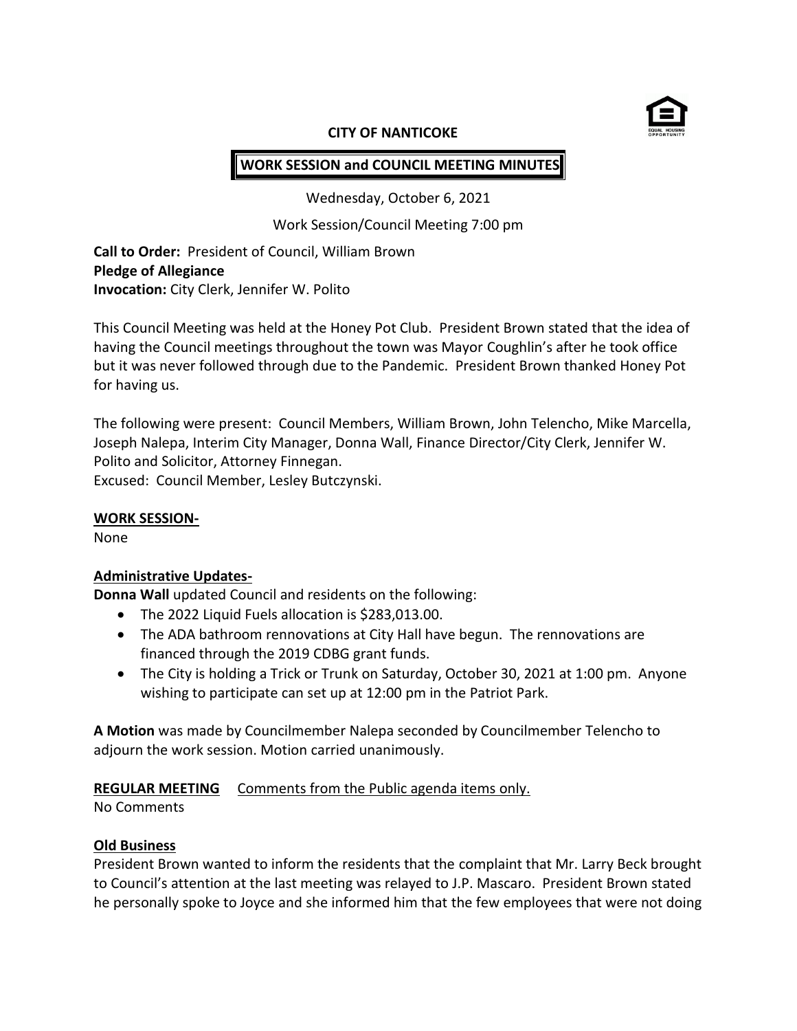# CITY OF NANTICOKE

## WORK SESSION and COUNCIL MEETING MINUTES

Wednesday, October 6, 2021

Work Session/Council Meeting 7:00 pm

**Call to Order:** President of Council, William Brown
**Pledge of Allegiance**
**Invocation:** City Clerk, Jennifer W. Polito

This Council Meeting was held at the Honey Pot Club. President Brown stated that the idea of having the Council meetings throughout the town was Mayor Coughlin's after he took office but it was never followed through due to the Pandemic. President Brown thanked Honey Pot for having us.

The following were present: Council Members, William Brown, John Telencho, Mike Marcella, Joseph Nalepa, Interim City Manager, Donna Wall, Finance Director/City Clerk, Jennifer W. Polito and Solicitor, Attorney Finnegan.
Excused: Council Member, Lesley Butczynski.

**WORK SESSION-**
None

**Administrative Updates-**
**Donna Wall** updated Council and residents on the following:

- The 2022 Liquid Fuels allocation is $283,013.00.
- The ADA bathroom rennovations at City Hall have begun. The rennovations are financed through the 2019 CDBG grant funds.
- The City is holding a Trick or Trunk on Saturday, October 30, 2021 at 1:00 pm. Anyone wishing to participate can set up at 12:00 pm in the Patriot Park.

**A Motion** was made by Councilmember Nalepa seconded by Councilmember Telencho to adjourn the work session. Motion carried unanimously.

**REGULAR MEETING** Comments from the Public agenda items only.
No Comments

**Old Business**
President Brown wanted to inform the residents that the complaint that Mr. Larry Beck brought to Council's attention at the last meeting was relayed to J.P. Mascaro. President Brown stated he personally spoke to Joyce and she informed him that the few employees that were not doing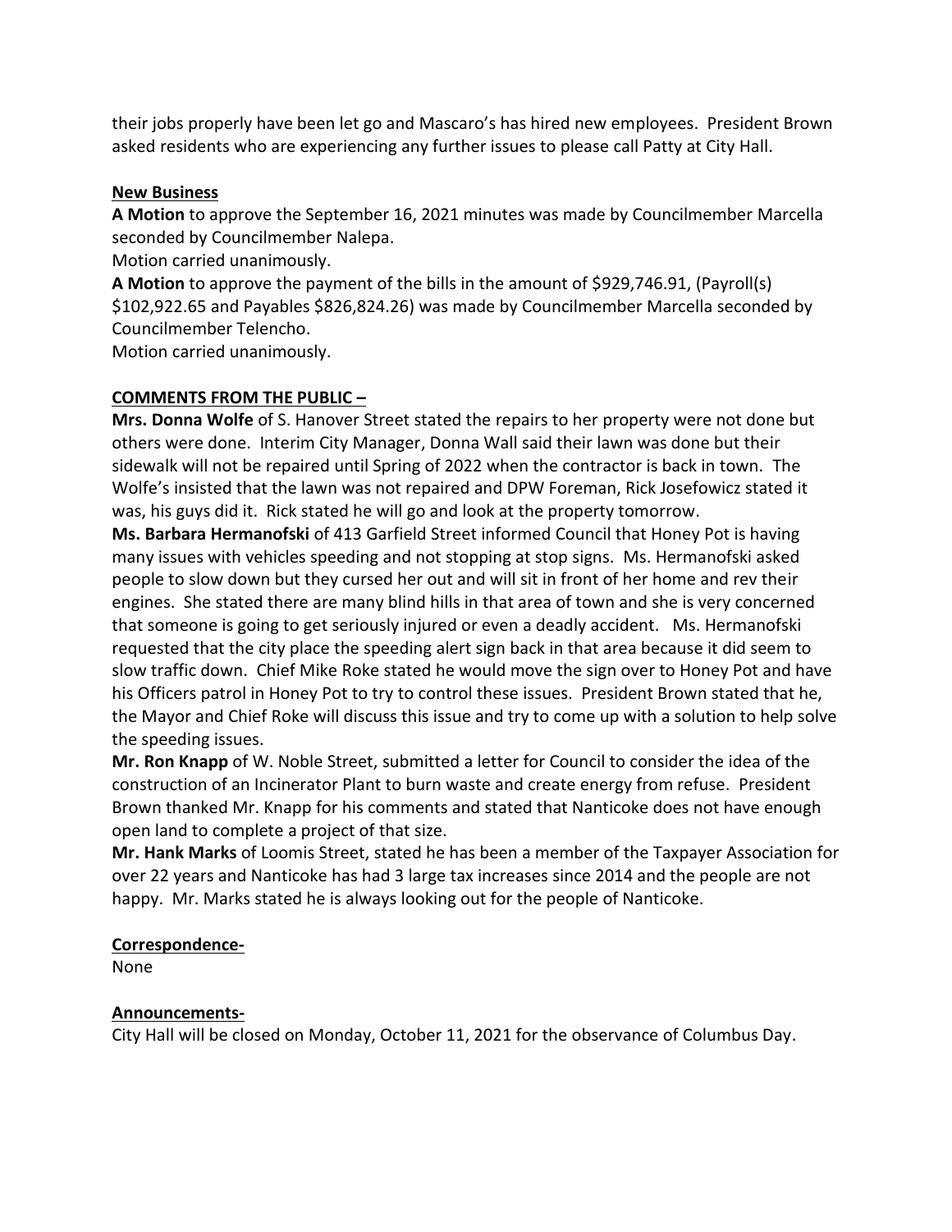their jobs properly have been let go and Mascaro's has hired new employees. President Brown asked residents who are experiencing any further issues to please call Patty at City Hall.

**New Business**

**A Motion** to approve the September 16, 2021 minutes was made by Councilmember Marcella seconded by Councilmember Nalepa.

Motion carried unanimously.

**A Motion** to approve the payment of the bills in the amount of $929,746.91, (Payroll(s) $102,922.65 and Payables $826,824.26) was made by Councilmember Marcella seconded by Councilmember Telencho.

Motion carried unanimously.

**COMMENTS FROM THE PUBLIC –**

**Mrs. Donna Wolfe** of S. Hanover Street stated the repairs to her property were not done but others were done. Interim City Manager, Donna Wall said their lawn was done but their sidewalk will not be repaired until Spring of 2022 when the contractor is back in town. The Wolfe's insisted that the lawn was not repaired and DPW Foreman, Rick Josefowicz stated it was, his guys did it. Rick stated he will go and look at the property tomorrow.

**Ms. Barbara Hermanofski** of 413 Garfield Street informed Council that Honey Pot is having many issues with vehicles speeding and not stopping at stop signs. Ms. Hermanofski asked people to slow down but they cursed her out and will sit in front of her home and rev their engines. She stated there are many blind hills in that area of town and she is very concerned that someone is going to get seriously injured or even a deadly accident. Ms. Hermanofski requested that the city place the speeding alert sign back in that area because it did seem to slow traffic down. Chief Mike Roke stated he would move the sign over to Honey Pot and have his Officers patrol in Honey Pot to try to control these issues. President Brown stated that he, the Mayor and Chief Roke will discuss this issue and try to come up with a solution to help solve the speeding issues.

**Mr. Ron Knapp** of W. Noble Street, submitted a letter for Council to consider the idea of the construction of an Incinerator Plant to burn waste and create energy from refuse. President Brown thanked Mr. Knapp for his comments and stated that Nanticoke does not have enough open land to complete a project of that size.

**Mr. Hank Marks** of Loomis Street, stated he has been a member of the Taxpayer Association for over 22 years and Nanticoke has had 3 large tax increases since 2014 and the people are not happy. Mr. Marks stated he is always looking out for the people of Nanticoke.

**Correspondence-**

None

**Announcements-**

City Hall will be closed on Monday, October 11, 2021 for the observance of Columbus Day.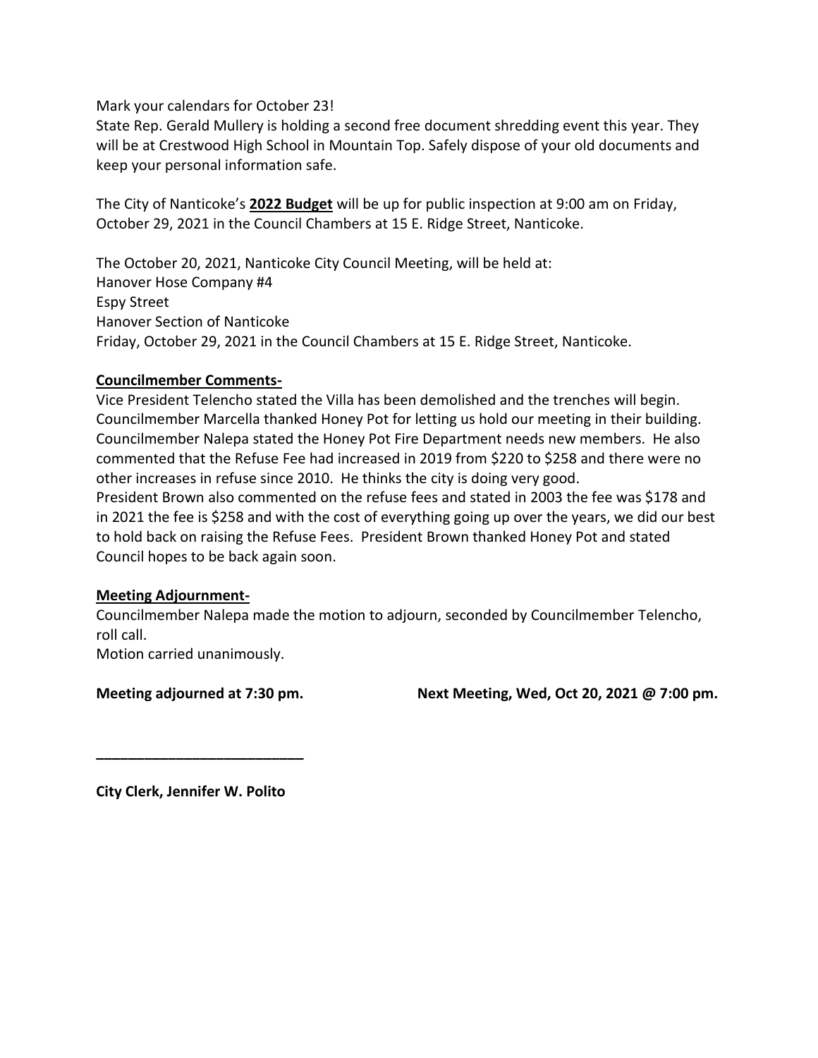Mark your calendars for October 23!
State Rep. Gerald Mullery is holding a second free document shredding event this year. They will be at Crestwood High School in Mountain Top. Safely dispose of your old documents and keep your personal information safe.

The City of Nanticoke's **2022 Budget** will be up for public inspection at 9:00 am on Friday, October 29, 2021 in the Council Chambers at 15 E. Ridge Street, Nanticoke.

The October 20, 2021, Nanticoke City Council Meeting, will be held at:
Hanover Hose Company #4
Espy Street
Hanover Section of Nanticoke
Friday, October 29, 2021 in the Council Chambers at 15 E. Ridge Street, Nanticoke.

**Councilmember Comments-**

Vice President Telencho stated the Villa has been demolished and the trenches will begin.
Councilmember Marcella thanked Honey Pot for letting us hold our meeting in their building.
Councilmember Nalepa stated the Honey Pot Fire Department needs new members. He also commented that the Refuse Fee had increased in 2019 from $220 to $258 and there were no other increases in refuse since 2010. He thinks the city is doing very good.
President Brown also commented on the refuse fees and stated in 2003 the fee was $178 and in 2021 the fee is $258 and with the cost of everything going up over the years, we did our best to hold back on raising the Refuse Fees. President Brown thanked Honey Pot and stated Council hopes to be back again soon.

**Meeting Adjournment-**

Councilmember Nalepa made the motion to adjourn, seconded by Councilmember Telencho, roll call.
Motion carried unanimously.

**Meeting adjourned at 7:30 pm.** **Next Meeting, Wed, Oct 20, 2021 @ 7:00 pm.**

\_\_\_\_\_\_\_\_\_\_\_\_\_\_\_\_\_\_\_\_\_\_\_\_\_\_

**City Clerk, Jennifer W. Polito**